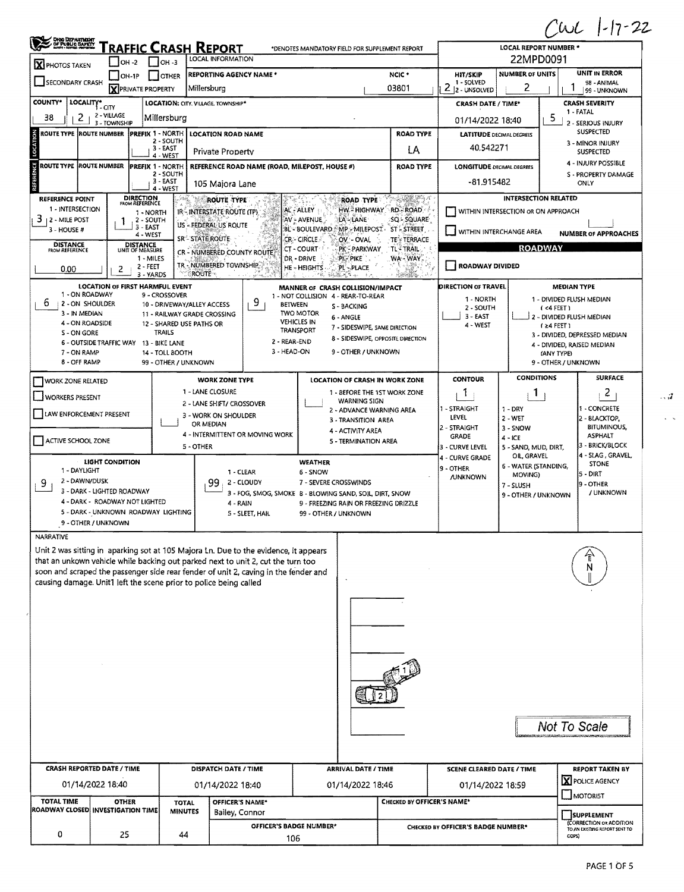CWL 1-17-22

# TRAFFIC CRASH REPORT

Ohio Department of Public Safety

*DENOTES MANDATORY FIELD FOR SUPPLEMENT REPORT

**LOCAL REPORT NUMBER *:** 22MPD0091

| | |
|---|---|
| [X] PHOTOS TAKEN | [ ] OH -2 [ ] OH -3 [ ] OH-1P [ ] OTHER |
| [ ] SECONDARY CRASH | [X] PRIVATE PROPERTY |

**LOCAL INFORMATION**

**REPORTING AGENCY NAME *:** Millersburg

**NCIC *:** 03801

**HIT/SKIP:** 2 (1 - SOLVED, 2 - UNSOLVED)

**NUMBER OF UNITS:** 2

**UNIT IN ERROR:** 1 (98 - ANIMAL, 99 - UNKNOWN)

**COUNTY*:** 38

**LOCALITY*:** 2 (1 - CITY, 2 - VILLAGE, 3 - TOWNSHIP)

**LOCATION: CITY, VILLAGE, TOWNSHIP*:** Millersburg

**CRASH DATE / TIME*:** 01/14/2022 18:40

**CRASH SEVERITY:** 5 (1 - FATAL, 2 - SERIOUS INJURY SUSPECTED, 3 - MINOR INJURY SUSPECTED, 4 - INJURY POSSIBLE, 5 - PROPERTY DAMAGE ONLY)

## LOCATION

| ROUTE TYPE | ROUTE NUMBER | PREFIX (1 - NORTH, 2 - SOUTH, 3 - EAST, 4 - WEST) | LOCATION ROAD NAME | ROAD TYPE |
|---|---|---|---|---|
| | | | Private Property | LA |

**LATITUDE DECIMAL DEGREES:** 40.542271

## REFERENCE

| ROUTE TYPE | ROUTE NUMBER | PREFIX (1 - NORTH, 2 - SOUTH, 3 - EAST, 4 - WEST) | REFERENCE ROAD NAME (ROAD, MILEPOST, HOUSE #) | ROAD TYPE |
|---|---|---|---|---|
| | | | 105 Majora Lane | |

**LONGITUDE DECIMAL DEGREES:** -81.915482

**REFERENCE POINT:** 3 (1 - INTERSECTION, 2 - MILE POST, 3 - HOUSE #)

**DIRECTION FROM REFERENCE:** 1 (1 - NORTH, 2 - SOUTH, 3 - EAST, 4 - WEST)

**DISTANCE FROM REFERENCE:** 0.00

**DISTANCE UNIT OF MEASURE:** 2 (1 - MILES, 2 - FEET, 3 - YARDS)

**ROUTE TYPE:** IR - INTERSTATE ROUTE (TP), US - FEDERAL US ROUTE, SR - STATE ROUTE, CR - NUMBERED COUNTY ROUTE, TR - NUMBERED TOWNSHIP ROUTE

**ROAD TYPE:** AL - ALLEY, AV - AVENUE, BL - BOULEVARD, CR - CIRCLE, CT - COURT, DR - DRIVE, HE - HEIGHTS, HW - HIGHWAY, LA - LANE, MP - MILEPOST, OV - OVAL, PK - PARKWAY, PI - PIKE, PL - PLACE, RD - ROAD, SQ - SQUARE, ST - STREET, TE - TERRACE, TL - TRAIL, WA - WAY

**INTERSECTION RELATED**

[ ] WITHIN INTERSECTION OR ON APPROACH

[ ] WITHIN INTERCHANGE AREA

**NUMBER OF APPROACHES:**

**ROADWAY**

[ ] ROADWAY DIVIDED

**LOCATION OF FIRST HARMFUL EVENT:** 6 (1 - ON ROADWAY, 2 - ON SHOULDER, 3 - IN MEDIAN, 4 - ON ROADSIDE, 5 - ON GORE, 6 - OUTSIDE TRAFFIC WAY, 7 - ON RAMP, 8 - OFF RAMP, 9 - CROSSOVER, 10 - DRIVEWAY/ALLEY ACCESS, 11 - RAILWAY GRADE CROSSING, 12 - SHARED USE PATHS OR TRAILS, 13 - BIKE LANE, 14 - TOLL BOOTH, 99 - OTHER / UNKNOWN)

**MANNER OF CRASH COLLISION/IMPACT:** 9 (1 - NOT COLLISION BETWEEN TWO MOTOR VEHICLES IN TRANSPORT, 2 - REAR-END, 3 - HEAD-ON, 4 - REAR-TO-REAR, 5 - BACKING, 6 - ANGLE, 7 - SIDESWIPE, SAME DIRECTION, 8 - SIDESWIPE, OPPOSITE DIRECTION, 9 - OTHER / UNKNOWN)

**DIRECTION OF TRAVEL:** (1 - NORTH, 2 - SOUTH, 3 - EAST, 4 - WEST)

**MEDIAN TYPE:** 1 - DIVIDED FLUSH MEDIAN (<4 FEET), 2 - DIVIDED FLUSH MEDIAN (≥4 FEET), 3 - DIVIDED, DEPRESSED MEDIAN, 4 - DIVIDED, RAISED MEDIAN (ANY TYPE), 9 - OTHER / UNKNOWN

[ ] WORK ZONE RELATED

[ ] WORKERS PRESENT

[ ] LAW ENFORCEMENT PRESENT

[ ] ACTIVE SCHOOL ZONE

**WORK ZONE TYPE:** 1 - LANE CLOSURE, 2 - LANE SHIFT/ CROSSOVER, 3 - WORK ON SHOULDER OR MEDIAN, 4 - INTERMITTENT OR MOVING WORK, 5 - OTHER

**LOCATION OF CRASH IN WORK ZONE:** 1 - BEFORE THE 1ST WORK ZONE WARNING SIGN, 2 - ADVANCE WARNING AREA, 3 - TRANSITION AREA, 4 - ACTIVITY AREA, 5 - TERMINATION AREA

**CONTOUR:** 1 (1 - STRAIGHT LEVEL, 2 - STRAIGHT GRADE, 3 - CURVE LEVEL, 4 - CURVE GRADE, 9 - OTHER /UNKNOWN)

**CONDITIONS:** 1 (1 - DRY, 2 - WET, 3 - SNOW, 4 - ICE, 5 - SAND, MUD, DIRT, OIL, GRAVEL, 6 - WATER (STANDING, MOVING), 7 - SLUSH, 9 - OTHER / UNKNOWN)

**SURFACE:** 2 (1 - CONCRETE, 2 - BLACKTOP, BITUMINOUS, ASPHALT, 3 - BRICK/BLOCK, 4 - SLAG, GRAVEL, STONE, 5 - DIRT, 9 - OTHER / UNKNOWN)

**LIGHT CONDITION:** 9 (1 - DAYLIGHT, 2 - DAWN/DUSK, 3 - DARK - LIGHTED ROADWAY, 4 - DARK - ROADWAY NOT LIGHTED, 5 - DARK - UNKNOWN ROADWAY LIGHTING, 9 - OTHER / UNKNOWN)

**WEATHER:** 99 (1 - CLEAR, 2 - CLOUDY, 3 - FOG, SMOG, SMOKE, 4 - RAIN, 5 - SLEET, HAIL, 6 - SNOW, 7 - SEVERE CROSSWINDS, 8 - BLOWING SAND, SOIL, DIRT, SNOW, 9 - FREEZING RAIN OR FREEZING DRIZZLE, 99 - OTHER / UNKNOWN)

## NARRATIVE

Unit 2 was sitting in aparking sot at 105 Majora Ln. Due to the evidence, it appears that an unkown vehicle while backing out parked next to unit 2, cut the turn too soon and scraped the passenger side rear fender of unit 2, caving in the fender and causing damage. Unit1 left the scene prior to police being called

Not To Scale

| CRASH REPORTED DATE / TIME | DISPATCH DATE / TIME | ARRIVAL DATE / TIME | SCENE CLEARED DATE / TIME | REPORT TAKEN BY |
|---|---|---|---|---|
| 01/14/2022 18:40 | 01/14/2022 18:40 | 01/14/2022 18:46 | 01/14/2022 18:59 | [X] POLICE AGENCY [ ] MOTORIST |

| TOTAL TIME ROADWAY CLOSED | OTHER INVESTIGATION TIME | TOTAL MINUTES | OFFICER'S NAME* | CHECKED BY OFFICER'S NAME* |
|---|---|---|---|---|
| 0 | 25 | 44 | Bailey, Connor | |
| | | | **OFFICER'S BADGE NUMBER*:** 106 | **CHECKED BY OFFICER'S BADGE NUMBER*:** |

[ ] SUPPLEMENT (CORRECTION OR ADDITION TO AN EXISTING REPORT SENT TO ODPS)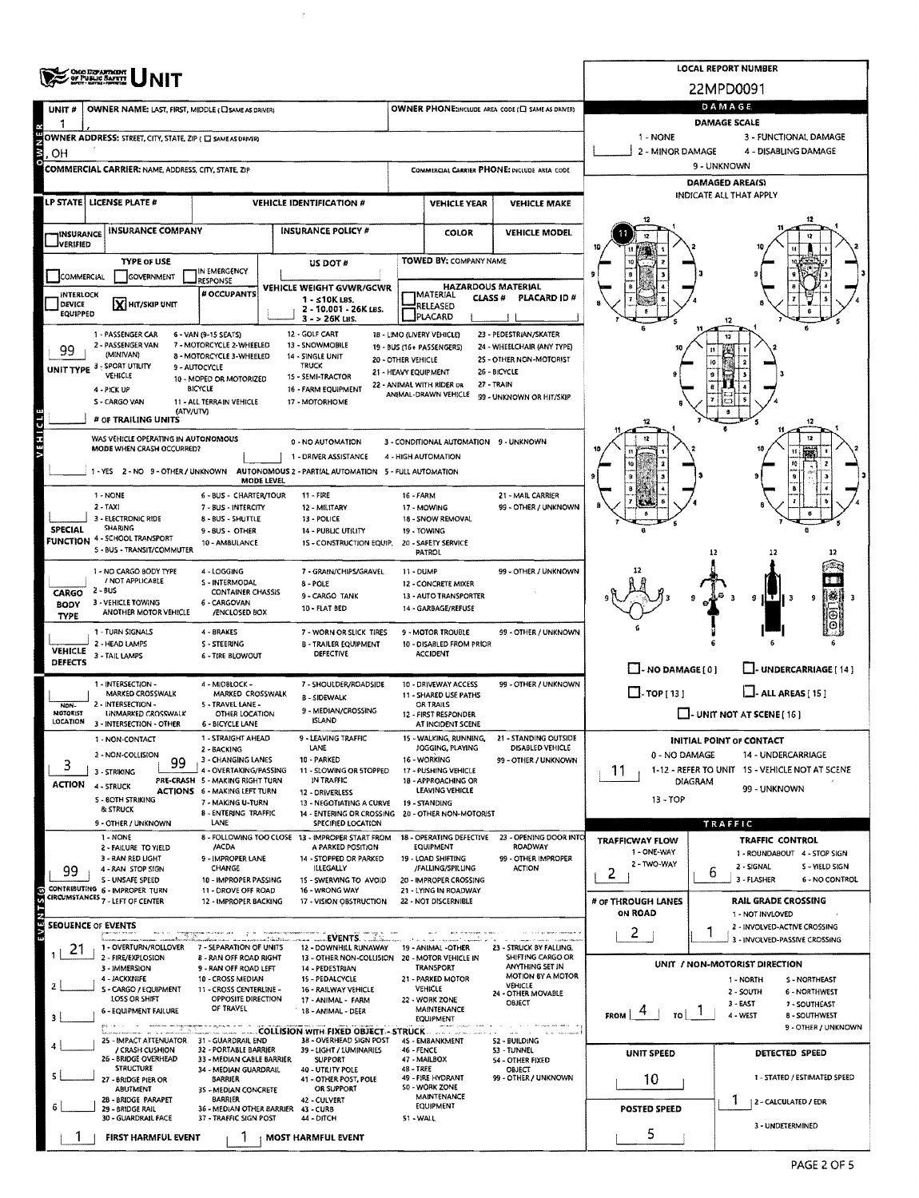# UNIT

**LOCAL REPORT NUMBER:** 22MPD0091

**UNIT #:** 1

**OWNER NAME:** LAST, FIRST, MIDDLE ( ☐ SAME AS DRIVER) — ,

**OWNER PHONE:** INCLUDE AREA CODE ( ☐ SAME AS DRIVER)

**OWNER ADDRESS:** STREET, CITY, STATE, ZIP ( ☐ SAME AS DRIVER) — , OH

**COMMERCIAL CARRIER:** NAME, ADDRESS, CITY, STATE, ZIP

**COMMERCIAL CARRIER PHONE:** INCLUDE AREA CODE

| LP STATE | LICENSE PLATE # | VEHICLE IDENTIFICATION # | VEHICLE YEAR | VEHICLE MAKE |
|---|---|---|---|---|
| | | | | |

| ☐ INSURANCE VERIFIED | INSURANCE COMPANY | INSURANCE POLICY # | COLOR | VEHICLE MODEL |
|---|---|---|---|---|
| | | | | |

**TYPE OF USE:** ☐ COMMERCIAL ☐ GOVERNMENT ☐ IN EMERGENCY RESPONSE

**US DOT #:**

**TOWED BY:** COMPANY NAME

☐ INTERLOCK DEVICE EQUIPPED ☒ HIT/SKIP UNIT

**# OCCUPANTS:**

**VEHICLE WEIGHT GVWR/GCWR:** 1 - ≤10K LBS. 2 - 10.001 - 26K LBS. 3 - > 26K LBS.

**HAZARDOUS MATERIAL:** ☐ MATERIAL CLASS # ☐ RELEASED ☐ PLACARD — PLACARD ID #

**UNIT TYPE:** 99

1 - PASSENGER CAR, 2 - PASSENGER VAN (MINIVAN), 3 - SPORT UTILITY VEHICLE, 4 - PICK UP, 5 - CARGO VAN, 6 - VAN (9-15 SEATS), 7 - MOTORCYCLE 2-WHEELED, 8 - MOTORCYCLE 3-WHEELED, 9 - AUTOCYCLE, 10 - MOPED OR MOTORIZED BICYCLE, 11 - ALL TERRAIN VEHICLE (ATV/UTV), 12 - GOLF CART, 13 - SNOWMOBILE, 14 - SINGLE UNIT TRUCK, 15 - SEMI-TRACTOR, 16 - FARM EQUIPMENT, 17 - MOTORHOME, 18 - LIMO (LIVERY VEHICLE), 19 - BUS (16+ PASSENGERS), 20 - OTHER VEHICLE, 21 - HEAVY EQUIPMENT, 22 - ANIMAL WITH RIDER OR ANIMAL-DRAWN VEHICLE, 23 - PEDESTRIAN/SKATER, 24 - WHEELCHAIR (ANY TYPE), 25 - OTHER NON-MOTORIST, 26 - BICYCLE, 27 - TRAIN, 99 - UNKNOWN OR HIT/SKIP

**# OF TRAILING UNITS:**

**WAS VEHICLE OPERATING IN AUTONOMOUS MODE WHEN CRASH OCCURRED?** 1 - YES 2 - NO 9 - OTHER / UNKNOWN

**AUTONOMOUS MODE LEVEL:** 0 - NO AUTOMATION, 1 - DRIVER ASSISTANCE, 2 - PARTIAL AUTOMATION, 3 - CONDITIONAL AUTOMATION, 4 - HIGH AUTOMATION, 5 - FULL AUTOMATION, 9 - UNKNOWN

**SPECIAL FUNCTION:** 1 - NONE, 2 - TAXI, 3 - ELECTRONIC RIDE SHARING, 4 - SCHOOL TRANSPORT, 5 - BUS - TRANSIT/COMMUTER, 6 - BUS - CHARTER/TOUR, 7 - BUS - INTERCITY, 8 - BUS - SHUTTLE, 9 - BUS - OTHER, 10 - AMBULANCE, 11 - FIRE, 12 - MILITARY, 13 - POLICE, 14 - PUBLIC UTILITY, 15 - CONSTRUCTION EQUIP., 16 - FARM, 17 - MOWING, 18 - SNOW REMOVAL, 19 - TOWING, 20 - SAFETY SERVICE PATROL, 21 - MAIL CARRIER, 99 - OTHER / UNKNOWN

**CARGO BODY TYPE:** 1 - NO CARGO BODY TYPE / NOT APPLICABLE, 2 - BUS, 3 - VEHICLE TOWING ANOTHER MOTOR VEHICLE, 4 - LOGGING, 5 - INTERMODAL CONTAINER CHASSIS, 6 - CARGOVAN /ENCLOSED BOX, 7 - GRAIN/CHIPS/GRAVEL, 8 - POLE, 9 - CARGO TANK, 10 - FLAT BED, 11 - DUMP, 12 - CONCRETE MIXER, 13 - AUTO TRANSPORTER, 14 - GARBAGE/REFUSE, 99 - OTHER / UNKNOWN

**VEHICLE DEFECTS:** 1 - TURN SIGNALS, 2 - HEAD LAMPS, 3 - TAIL LAMPS, 4 - BRAKES, 5 - STEERING, 6 - TIRE BLOWOUT, 7 - WORN OR SLICK TIRES, 8 - TRAILER EQUIPMENT DEFECTIVE, 9 - MOTOR TROUBLE, 10 - DISABLED FROM PRIOR ACCIDENT, 99 - OTHER / UNKNOWN

**NON-MOTORIST LOCATION:** 1 - INTERSECTION - MARKED CROSSWALK, 2 - INTERSECTION - UNMARKED CROSSWALK, 3 - INTERSECTION - OTHER, 4 - MIDBLOCK - MARKED CROSSWALK, 5 - TRAVEL LANE - OTHER LOCATION, 6 - BICYCLE LANE, 7 - SHOULDER/ROADSIDE, 8 - SIDEWALK, 9 - MEDIAN/CROSSING ISLAND, 10 - DRIVEWAY ACCESS, 11 - SHARED USE PATHS OR TRAILS, 12 - FIRST RESPONDER AT INCIDENT SCENE, 99 - OTHER / UNKNOWN

**ACTION:** 3

1 - NON-CONTACT, 2 - NON-COLLISION, 3 - STRIKING, 4 - STRUCK, 5 - BOTH STRIKING & STRUCK, 9 - OTHER / UNKNOWN

**PRE-CRASH ACTIONS:** 99

1 - STRAIGHT AHEAD, 2 - BACKING, 3 - CHANGING LANES, 4 - OVERTAKING/PASSING, 5 - MAKING RIGHT TURN, 6 - MAKING LEFT TURN, 7 - MAKING U-TURN, 8 - ENTERING TRAFFIC LANE, 9 - LEAVING TRAFFIC LANE, 10 - PARKED, 11 - SLOWING OR STOPPED IN TRAFFIC, 12 - DRIVERLESS, 13 - NEGOTIATING A CURVE, 14 - ENTERING OR CROSSING SPECIFIED LOCATION, 15 - WALKING, RUNNING, JOGGING, PLAYING, 16 - WORKING, 17 - PUSHING VEHICLE, 18 - APPROACHING OR LEAVING VEHICLE, 19 - STANDING, 20 - OTHER NON-MOTORIST, 21 - STANDING OUTSIDE DISABLED VEHICLE, 99 - OTHER / UNKNOWN

**CONTRIBUTING CIRCUMSTANCES:** 99

1 - NONE, 2 - FAILURE TO YIELD, 3 - RAN RED LIGHT, 4 - RAN STOP SIGN, 5 - UNSAFE SPEED, 6 - IMPROPER TURN, 7 - LEFT OF CENTER, 8 - FOLLOWING TOO CLOSE /ACDA, 9 - IMPROPER LANE CHANGE, 10 - IMPROPER PASSING, 11 - DROVE OFF ROAD, 12 - IMPROPER BACKING, 13 - IMPROPER START FROM A PARKED POSITION, 14 - STOPPED OR PARKED ILLEGALLY, 15 - SWERVING TO AVOID, 16 - WRONG WAY, 17 - VISION OBSTRUCTION, 18 - OPERATING DEFECTIVE EQUIPMENT, 19 - LOAD SHIFTING /FALLING/SPILLING, 20 - IMPROPER CROSSING, 21 - LYING IN ROADWAY, 22 - NOT DISCERNIBLE, 23 - OPENING DOOR INTO ROADWAY, 99 - OTHER IMPROPER ACTION

## SEQUENCE OF EVENTS

1. 21
2.
3.
4.
5.
6.

**EVENTS:** 1 - OVERTURN/ROLLOVER, 2 - FIRE/EXPLOSION, 3 - IMMERSION, 4 - JACKKNIFE, 5 - CARGO / EQUIPMENT LOSS OR SHIFT, 6 - EQUIPMENT FAILURE, 7 - SEPARATION OF UNITS, 8 - RAN OFF ROAD RIGHT, 9 - RAN OFF ROAD LEFT, 10 - CROSS MEDIAN, 11 - CROSS CENTERLINE - OPPOSITE DIRECTION OF TRAVEL, 12 - DOWNHILL RUNAWAY, 13 - OTHER NON-COLLISION, 14 - PEDESTRIAN, 15 - PEDALCYCLE, 16 - RAILWAY VEHICLE, 17 - ANIMAL - FARM, 18 - ANIMAL - DEER, 19 - ANIMAL -OTHER, 20 - MOTOR VEHICLE IN TRANSPORT, 21 - PARKED MOTOR VEHICLE, 22 - WORK ZONE MAINTENANCE EQUIPMENT, 23 - STRUCK BY FALLING, SHIFTING CARGO OR ANYTHING SET IN MOTION BY A MOTOR VEHICLE, 24 - OTHER MOVABLE OBJECT

**COLLISION WITH FIXED OBJECT - STRUCK:** 25 - IMPACT ATTENUATOR / CRASH CUSHION, 26 - BRIDGE OVERHEAD STRUCTURE, 27 - BRIDGE PIER OR ABUTMENT, 28 - BRIDGE PARAPET, 29 - BRIDGE RAIL, 30 - GUARDRAIL FACE, 31 - GUARDRAIL END, 32 - PORTABLE BARRIER, 33 - MEDIAN CABLE BARRIER, 34 - MEDIAN GUARDRAIL BARRIER, 35 - MEDIAN CONCRETE BARRIER, 36 - MEDIAN OTHER BARRIER, 37 - TRAFFIC SIGN POST, 38 - OVERHEAD SIGN POST, 39 - LIGHT / LUMINARIES SUPPORT, 40 - UTILITY POLE, 41 - OTHER POST, POLE OR SUPPORT, 42 - CULVERT, 43 - CURB, 44 - DITCH, 45 - EMBANKMENT, 46 - FENCE, 47 - MAILBOX, 48 - TREE, 49 - FIRE HYDRANT, 50 - WORK ZONE MAINTENANCE EQUIPMENT, 51 - WALL, 52 - BUILDING, 53 - TUNNEL, 54 - OTHER FIXED OBJECT, 99 - OTHER / UNKNOWN

**FIRST HARMFUL EVENT:** 1 **MOST HARMFUL EVENT:** 1

## DAMAGE

**DAMAGE SCALE:** 1 - NONE, 2 - MINOR DAMAGE, 3 - FUNCTIONAL DAMAGE, 4 - DISABLING DAMAGE, 9 - UNKNOWN

**DAMAGED AREA(S):** INDICATE ALL THAT APPLY — 11

☐ NO DAMAGE [ 0 ] ☐ UNDERCARRIAGE [ 14 ] ☐ TOP [ 13 ] ☐ ALL AREAS [ 15 ] ☐ UNIT NOT AT SCENE [ 16 ]

**INITIAL POINT OF CONTACT:** 11

0 - NO DAMAGE, 1-12 - REFER TO UNIT DIAGRAM, 13 - TOP, 14 - UNDERCARRIAGE, 15 - VEHICLE NOT AT SCENE, 99 - UNKNOWN

## TRAFFIC

**TRAFFICWAY FLOW:** 2 (1 - ONE-WAY, 2 - TWO-WAY)

**TRAFFIC CONTROL:** 6 (1 - ROUNDABOUT, 2 - SIGNAL, 3 - FLASHER, 4 - STOP SIGN, 5 - YIELD SIGN, 6 - NO CONTROL)

**# OF THROUGH LANES ON ROAD:** 2

**RAIL GRADE CROSSING:** 1 (1 - NOT INVLOVED, 2 - INVOLVED-ACTIVE CROSSING, 3 - INVOLVED-PASSIVE CROSSING)

## UNIT / NON-MOTORIST DIRECTION

**FROM:** 4 **TO:** 1

1 - NORTH, 2 - SOUTH, 3 - EAST, 4 - WEST, 5 - NORTHEAST, 6 - NORTHWEST, 7 - SOUTHEAST, 8 - SOUTHWEST, 9 - OTHER / UNKNOWN

**UNIT SPEED:** 10

**POSTED SPEED:** 5

**DETECTED SPEED:** 1 (1 - STATED / ESTIMATED SPEED, 2 - CALCULATED / EDR, 3 - UNDETERMINED)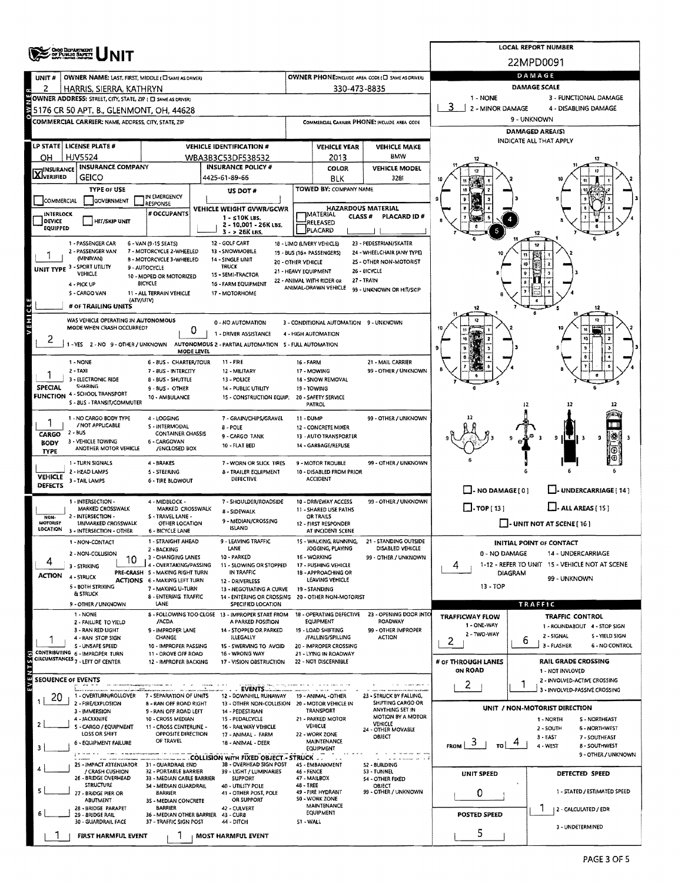# Ohio Department of Public Safety — UNIT

**LOCAL REPORT NUMBER:** 22MPD0091

## Owner

| Field | Value |
|---|---|
| UNIT # | 2 |
| OWNER NAME: LAST, FIRST, MIDDLE ( ☐ SAME AS DRIVER) | HARRIS, SIERRA, KATHRYN |
| OWNER PHONE: INCLUDE AREA CODE ( ☐ SAME AS DRIVER) | 330-473-8835 |
| OWNER ADDRESS: STREET, CITY, STATE, ZIP ( ☐ SAME AS DRIVER) | 5176 CR 50 APT. B., GLENMONT, OH, 44628 |
| COMMERCIAL CARRIER: NAME, ADDRESS, CITY, STATE, ZIP | |
| COMMERCIAL CARRIER PHONE: INCLUDE AREA CODE | |

## Damage

**DAMAGE SCALE:** 3

1 - NONE; 2 - MINOR DAMAGE; 3 - FUNCTIONAL DAMAGE; 4 - DISABLING DAMAGE; 9 - UNKNOWN

**DAMAGED AREA(S)** — INDICATE ALL THAT APPLY: 4, 5

☐ - NO DAMAGE [ 0 ] ☐ - UNDERCARRIAGE [ 14 ] ☐ - TOP [ 13 ] ☐ - ALL AREAS [ 15 ] ☐ - UNIT NOT AT SCENE [ 16 ]

## Vehicle

| LP STATE | LICENSE PLATE # | VEHICLE IDENTIFICATION # | VEHICLE YEAR | VEHICLE MAKE |
|---|---|---|---|---|
| OH | HJV5524 | WBA3B3C53DF538532 | 2013 | BMW |

| INSURANCE | INSURANCE COMPANY | INSURANCE POLICY # | COLOR | VEHICLE MODEL |
|---|---|---|---|---|
| ☒ VERIFIED | GEICO | 4425-61-89-66 | BLK | 328I |

**TYPE OF USE:** ☐ COMMERCIAL ☐ GOVERNMENT ☐ IN EMERGENCY RESPONSE

**US DOT #:**

**TOWED BY: COMPANY NAME:**

☐ INTERLOCK DEVICE EQUIPPED ☐ HIT/SKIP UNIT

**# OCCUPANTS:**

**VEHICLE WEIGHT GVWR/GCWR:** 1 - ≤10K LBS.; 2 - 10,001 - 26K LBS.; 3 - > 26K LBS.

**HAZARDOUS MATERIAL:** ☐ MATERIAL RELEASED ☐ PLACARD; CLASS #; PLACARD ID #

**UNIT TYPE:** 1

1 - PASSENGER CAR; 2 - PASSENGER VAN (MINIVAN); 3 - SPORT UTILITY VEHICLE; 4 - PICK UP; 5 - CARGO VAN; 6 - VAN (9-15 SEATS); 7 - MOTORCYCLE 2-WHEELED; 8 - MOTORCYCLE 3-WHEELED; 9 - AUTOCYCLE; 10 - MOPED OR MOTORIZED BICYCLE; 11 - ALL TERRAIN VEHICLE (ATV/UTV); 12 - GOLF CART; 13 - SNOWMOBILE; 14 - SINGLE UNIT TRUCK; 15 - SEMI-TRACTOR; 16 - FARM EQUIPMENT; 17 - MOTORHOME; 18 - LIMO (LIVERY VEHICLE); 19 - BUS (16+ PASSENGERS); 20 - OTHER VEHICLE; 21 - HEAVY EQUIPMENT; 22 - ANIMAL WITH RIDER OR ANIMAL-DRAWN VEHICLE; 23 - PEDESTRIAN/SKATER; 24 - WHEELCHAIR (ANY TYPE); 25 - OTHER NON-MOTORIST; 26 - BICYCLE; 27 - TRAIN; 99 - UNKNOWN OR HIT/SKIP

**# OF TRAILING UNITS:**

**WAS VEHICLE OPERATING IN AUTONOMOUS MODE WHEN CRASH OCCURRED?** 2 (1 - YES; 2 - NO; 9 - OTHER / UNKNOWN)

**AUTONOMOUS MODE LEVEL:** 0

0 - NO AUTOMATION; 1 - DRIVER ASSISTANCE; 2 - PARTIAL AUTOMATION; 3 - CONDITIONAL AUTOMATION; 4 - HIGH AUTOMATION; 5 - FULL AUTOMATION; 9 - UNKNOWN

**SPECIAL FUNCTION:** 1

1 - NONE; 2 - TAXI; 3 - ELECTRONIC RIDE SHARING; 4 - SCHOOL TRANSPORT; 5 - BUS - TRANSIT/COMMUTER; 6 - BUS - CHARTER/TOUR; 7 - BUS - INTERCITY; 8 - BUS - SHUTTLE; 9 - BUS - OTHER; 10 - AMBULANCE; 11 - FIRE; 12 - MILITARY; 13 - POLICE; 14 - PUBLIC UTILITY; 15 - CONSTRUCTION EQUIP.; 16 - FARM; 17 - MOWING; 18 - SNOW REMOVAL; 19 - TOWING; 20 - SAFETY SERVICE PATROL; 21 - MAIL CARRIER; 99 - OTHER / UNKNOWN

**CARGO BODY TYPE:** 1

1 - NO CARGO BODY TYPE / NOT APPLICABLE; 2 - BUS; 3 - VEHICLE TOWING ANOTHER MOTOR VEHICLE; 4 - LOGGING; 5 - INTERMODAL CONTAINER CHASSIS; 6 - CARGOVAN /ENCLOSED BOX; 7 - GRAIN/CHIPS/GRAVEL; 8 - POLE; 9 - CARGO TANK; 10 - FLAT BED; 11 - DUMP; 12 - CONCRETE MIXER; 13 - AUTO TRANSPORTER; 14 - GARBAGE/REFUSE; 99 - OTHER / UNKNOWN

**VEHICLE DEFECTS:**

1 - TURN SIGNALS; 2 - HEAD LAMPS; 3 - TAIL LAMPS; 4 - BRAKES; 5 - STEERING; 6 - TIRE BLOWOUT; 7 - WORN OR SLICK TIRES; 8 - TRAILER EQUIPMENT DEFECTIVE; 9 - MOTOR TROUBLE; 10 - DISABLED FROM PRIOR ACCIDENT; 99 - OTHER / UNKNOWN

**NON-MOTORIST LOCATION:**

1 - INTERSECTION - MARKED CROSSWALK; 2 - INTERSECTION - UNMARKED CROSSWALK; 3 - INTERSECTION - OTHER; 4 - MIDBLOCK - MARKED CROSSWALK; 5 - TRAVEL LANE - OTHER LOCATION; 6 - BICYCLE LANE; 7 - SHOULDER/ROADSIDE; 8 - SIDEWALK; 9 - MEDIAN/CROSSING ISLAND; 10 - DRIVEWAY ACCESS; 11 - SHARED USE PATHS OR TRAILS; 12 - FIRST RESPONDER AT INCIDENT SCENE; 99 - OTHER / UNKNOWN

**ACTION:** 4

1 - NON-CONTACT; 2 - NON-COLLISION; 3 - STRIKING; 4 - STRUCK; 5 - BOTH STRIKING & STRUCK; 9 - OTHER / UNKNOWN

**PRE-CRASH ACTIONS:** 10

1 - STRAIGHT AHEAD; 2 - BACKING; 3 - CHANGING LANES; 4 - OVERTAKING/PASSING; 5 - MAKING RIGHT TURN; 6 - MAKING LEFT TURN; 7 - MAKING U-TURN; 8 - ENTERING TRAFFIC LANE; 9 - LEAVING TRAFFIC LANE; 10 - PARKED; 11 - SLOWING OR STOPPED IN TRAFFIC; 12 - DRIVERLESS; 13 - NEGOTIATING A CURVE; 14 - ENTERING OR CROSSING SPECIFIED LOCATION; 15 - WALKING, RUNNING, JOGGING, PLAYING; 16 - WORKING; 17 - PUSHING VEHICLE; 18 - APPROACHING OR LEAVING VEHICLE; 19 - STANDING; 20 - OTHER NON-MOTORIST; 21 - STANDING OUTSIDE DISABLED VEHICLE; 99 - OTHER / UNKNOWN

**INITIAL POINT OF CONTACT:** 4

0 - NO DAMAGE; 1-12 - REFER TO UNIT DIAGRAM; 13 - TOP; 14 - UNDERCARRIAGE; 15 - VEHICLE NOT AT SCENE; 99 - UNKNOWN

**CONTRIBUTING CIRCUMSTANCES:** 1

1 - NONE; 2 - FAILURE TO YIELD; 3 - RAN RED LIGHT; 4 - RAN STOP SIGN; 5 - UNSAFE SPEED; 6 - IMPROPER TURN; 7 - LEFT OF CENTER; 8 - FOLLOWING TOO CLOSE /ACDA; 9 - IMPROPER LANE CHANGE; 10 - IMPROPER PASSING; 11 - DROVE OFF ROAD; 12 - IMPROPER BACKING; 13 - IMPROPER START FROM A PARKED POSITION; 14 - STOPPED OR PARKED ILLEGALLY; 15 - SWERVING TO AVOID; 16 - WRONG WAY; 17 - VISION OBSTRUCTION; 18 - OPERATING DEFECTIVE EQUIPMENT; 19 - LOAD SHIFTING /FALLING/SPILLING; 20 - IMPROPER CROSSING; 21 - LYING IN ROADWAY; 22 - NOT DISCERNIBLE; 23 - OPENING DOOR INTO ROADWAY; 99 - OTHER IMPROPER ACTION

## Traffic

**TRAFFICWAY FLOW:** 2 (1 - ONE-WAY; 2 - TWO-WAY)

**TRAFFIC CONTROL:** 6 (1 - ROUNDABOUT; 2 - SIGNAL; 3 - FLASHER; 4 - STOP SIGN; 5 - YIELD SIGN; 6 - NO CONTROL)

**# OF THROUGH LANES ON ROAD:** 2

**RAIL GRADE CROSSING:** 1 (1 - NOT INVLOVED; 2 - INVOLVED-ACTIVE CROSSING; 3 - INVOLVED-PASSIVE CROSSING)

## Events

**SEQUENCE OF EVENTS**

1. 20
2.
3.
4.
5.
6.

**EVENTS:** 1 - OVERTURN/ROLLOVER; 2 - FIRE/EXPLOSION; 3 - IMMERSION; 4 - JACKKNIFE; 5 - CARGO / EQUIPMENT LOSS OR SHIFT; 6 - EQUIPMENT FAILURE; 7 - SEPARATION OF UNITS; 8 - RAN OFF ROAD RIGHT; 9 - RAN OFF ROAD LEFT; 10 - CROSS MEDIAN; 11 - CROSS CENTERLINE - OPPOSITE DIRECTION OF TRAVEL; 12 - DOWNHILL RUNAWAY; 13 - OTHER NON-COLLISION; 14 - PEDESTRIAN; 15 - PEDALCYCLE; 16 - RAILWAY VEHICLE; 17 - ANIMAL - FARM; 18 - ANIMAL - DEER; 19 - ANIMAL -OTHER; 20 - MOTOR VEHICLE IN TRANSPORT; 21 - PARKED MOTOR VEHICLE; 22 - WORK ZONE MAINTENANCE EQUIPMENT; 23 - STRUCK BY FALLING, SHIFTING CARGO OR ANYTHING SET IN MOTION BY A MOTOR VEHICLE; 24 - OTHER MOVABLE OBJECT

**COLLISION WITH FIXED OBJECT - STRUCK:** 25 - IMPACT ATTENUATOR / CRASH CUSHION; 26 - BRIDGE OVERHEAD STRUCTURE; 27 - BRIDGE PIER OR ABUTMENT; 28 - BRIDGE PARAPET; 29 - BRIDGE RAIL; 30 - GUARDRAIL FACE; 31 - GUARDRAIL END; 32 - PORTABLE BARRIER; 33 - MEDIAN CABLE BARRIER; 34 - MEDIAN GUARDRAIL BARRIER; 35 - MEDIAN CONCRETE BARRIER; 36 - MEDIAN OTHER BARRIER; 37 - TRAFFIC SIGN POST; 38 - OVERHEAD SIGN POST; 39 - LIGHT / LUMINARIES SUPPORT; 40 - UTILITY POLE; 41 - OTHER POST, POLE OR SUPPORT; 42 - CULVERT; 43 - CURB; 44 - DITCH; 45 - EMBANKMENT; 46 - FENCE; 47 - MAILBOX; 48 - TREE; 49 - FIRE HYDRANT; 50 - WORK ZONE MAINTENANCE EQUIPMENT; 51 - WALL; 52 - BUILDING; 53 - TUNNEL; 54 - OTHER FIXED OBJECT; 99 - OTHER / UNKNOWN

**FIRST HARMFUL EVENT:** 1

**MOST HARMFUL EVENT:** 1

## Unit / Non-Motorist Direction

**FROM** 3 **TO** 4

1 - NORTH; 2 - SOUTH; 3 - EAST; 4 - WEST; 5 - NORTHEAST; 6 - NORTHWEST; 7 - SOUTHEAST; 8 - SOUTHWEST; 9 - OTHER / UNKNOWN

**UNIT SPEED:** 0

**POSTED SPEED:** 5

**DETECTED SPEED:** 1 (1 - STATED / ESTIMATED SPEED; 2 - CALCULATED / EDR; 3 - UNDETERMINED)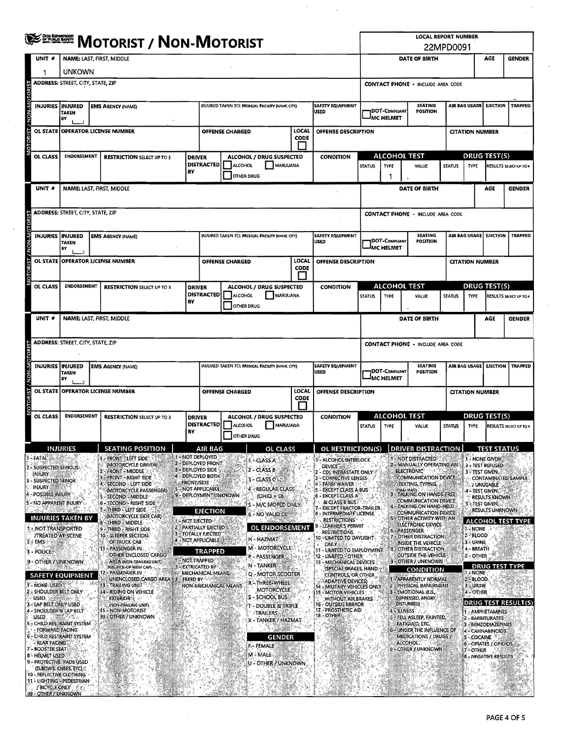# MOTORIST / NON-MOTORIST

**LOCAL REPORT NUMBER:** 22MPD0091

## Motorist / Non-Motorist 1

| UNIT # | NAME: LAST, FIRST, MIDDLE | DATE OF BIRTH | AGE | GENDER |
|---|---|---|---|---|
| 1 | UNKOWN | | | |

| ADDRESS: STREET, CITY, STATE, ZIP | CONTACT PHONE - INCLUDE AREA CODE |
|---|---|
| | |

| INJURIES | INJURED TAKEN BY | EMS AGENCY (NAME) | INJURED TAKEN TO: MEDICAL FACILITY (NAME, CITY) | SAFETY EQUIPMENT USED | DOT-COMPLIANT MC HELMET | SEATING POSITION | AIR BAG USAGE | EJECTION | TRAPPED |
|---|---|---|---|---|---|---|---|---|---|
| | | | | | | | | | |

| OL STATE | OPERATOR LICENSE NUMBER | OFFENSE CHARGED | LOCAL CODE | OFFENSE DESCRIPTION | CITATION NUMBER |
|---|---|---|---|---|---|
| | | | | | |

| OL CLASS | ENDORSEMENT | RESTRICTION SELECT UP TO 3 | DRIVER DISTRACTED BY | ALCOHOL / DRUG SUSPECTED | CONDITION | ALCOHOL TEST STATUS | ALCOHOL TEST TYPE | ALCOHOL TEST VALUE | DRUG TEST(S) STATUS | DRUG TEST(S) TYPE | DRUG TEST(S) RESULTS SELECT UP TO 4 |
|---|---|---|---|---|---|---|---|---|---|---|---|
| | | | | ☐ ALCOHOL ☐ MARIJUANA ☐ OTHER DRUG | | | 1 | | | | |

## Motorist / Non-Motorist 2

| UNIT # | NAME: LAST, FIRST, MIDDLE | DATE OF BIRTH | AGE | GENDER |
|---|---|---|---|---|
| | | | | |

| ADDRESS: STREET, CITY, STATE, ZIP | CONTACT PHONE - INCLUDE AREA CODE |
|---|---|
| | |

| INJURIES | INJURED TAKEN BY | EMS AGENCY (NAME) | INJURED TAKEN TO: MEDICAL FACILITY (NAME, CITY) | SAFETY EQUIPMENT USED | DOT-COMPLIANT MC HELMET | SEATING POSITION | AIR BAG USAGE | EJECTION | TRAPPED |
|---|---|---|---|---|---|---|---|---|---|
| | | | | | | | | | |

| OL STATE | OPERATOR LICENSE NUMBER | OFFENSE CHARGED | LOCAL CODE | OFFENSE DESCRIPTION | CITATION NUMBER |
|---|---|---|---|---|---|
| | | | | | |

| OL CLASS | ENDORSEMENT | RESTRICTION SELECT UP TO 3 | DRIVER DISTRACTED BY | ALCOHOL / DRUG SUSPECTED | CONDITION | ALCOHOL TEST STATUS | ALCOHOL TEST TYPE | ALCOHOL TEST VALUE | DRUG TEST(S) STATUS | DRUG TEST(S) TYPE | DRUG TEST(S) RESULTS SELECT UP TO 4 |
|---|---|---|---|---|---|---|---|---|---|---|---|
| | | | | ☐ ALCOHOL ☐ MARIJUANA ☐ OTHER DRUG | | | | | | | |

## Motorist / Non-Motorist 3

| UNIT # | NAME: LAST, FIRST, MIDDLE | DATE OF BIRTH | AGE | GENDER |
|---|---|---|---|---|
| | | | | |

| ADDRESS: STREET, CITY, STATE, ZIP | CONTACT PHONE - INCLUDE AREA CODE |
|---|---|
| | |

| INJURIES | INJURED TAKEN BY | EMS AGENCY (NAME) | INJURED TAKEN TO: MEDICAL FACILITY (NAME, CITY) | SAFETY EQUIPMENT USED | DOT-COMPLIANT MC HELMET | SEATING POSITION | AIR BAG USAGE | EJECTION | TRAPPED |
|---|---|---|---|---|---|---|---|---|---|
| | | | | | | | | | |

| OL STATE | OPERATOR LICENSE NUMBER | OFFENSE CHARGED | LOCAL CODE | OFFENSE DESCRIPTION | CITATION NUMBER |
|---|---|---|---|---|---|
| | | | | | |

| OL CLASS | ENDORSEMENT | RESTRICTION SELECT UP TO 3 | DRIVER DISTRACTED BY | ALCOHOL / DRUG SUSPECTED | CONDITION | ALCOHOL TEST STATUS | ALCOHOL TEST TYPE | ALCOHOL TEST VALUE | DRUG TEST(S) STATUS | DRUG TEST(S) TYPE | DRUG TEST(S) RESULTS SELECT UP TO 4 |
|---|---|---|---|---|---|---|---|---|---|---|---|
| | | | | ☐ ALCOHOL ☐ MARIJUANA ☐ OTHER DRUG | | | | | | | |

## Codes

### INJURIES
1 - FATAL
2 - SUSPECTED SERIOUS INJURY
3 - SUSPECTED MINOR INJURY
4 - POSSIBLE INJURY
5 - NO APPARENT INJURY

### INJURIES TAKEN BY
1 - NOT TRANSPORTED /TREATED AT SCENE
2 - EMS
3 - POLICE
9 - OTHER / UNKNOWN

### SAFETY EQUIPMENT
1 - NONE USED
2 - SHOULDER BELT ONLY USED
3 - LAP BELT ONLY USED
4 - SHOULDER & LAP BELT USED
5 - CHILD RESTRAINT SYSTEM - FORWARD FACING
6 - CHILD RESTRAINT SYSTEM - REAR FACING
7 - BOOSTER SEAT
8 - HELMET USED
9 - PROTECTIVE PADS USED (ELBOWS, KNEES, ETC)
10 - REFLECTIVE CLOTHING
11 - LIGHTING - PEDESTRIAN / BICYCLE ONLY
99 - OTHER / UNKNOWN

### SEATING POSITION
1 - FRONT - LEFT SIDE (MOTORCYCLE DRIVER)
2 - FRONT - MIDDLE
3 - FRONT - RIGHT SIDE
4 - SECOND - LEFT SIDE (MOTORCYCLE PASSENGER)
5 - SECOND - MIDDLE
6 - SECOND - RIGHT SIDE
7 - THIRD - LEFT SIDE (MOTORCYCLE SIDE CAR)
8 - THIRD - MIDDLE
9 - THIRD - RIGHT SIDE
10 - SLEEPER SECTION OF TRUCK CAB
11 - PASSENGER IN OTHER ENCLOSED CARGO AREA (NON-TRAILING UNIT, BUS, PICK-UP WITH CAP)
12 - PASSENGER IN UNENCLOSED CARGO AREA
13 - TRAILING UNIT
14 - RIDING ON VEHICLE EXTERIOR (NON-TRAILING UNIT)
15 - NON-MOTORIST
99 - OTHER / UNKNOWN

### AIR BAG
1 - NOT DEPLOYED
2 - DEPLOYED FRONT
3 - DEPLOYED SIDE
4 - DEPLOYED BOTH FRONT/SIDE
5 - NOT APPLICABLE
9 - DEPLOYMENT UNKNOWN

### EJECTION
1 - NOT EJECTED
2 - PARTIALLY EJECTED
3 - TOTALLY EJECTED
4 - NOT APPLICABLE

### TRAPPED
1 - NOT TRAPPED
2 - EXTRICATED BY MECHANICAL MEANS
3 - FREED BY NON-MECHANICAL MEANS

### OL CLASS
1 - CLASS A
2 - CLASS B
3 - CLASS C
4 - REGULAR CLASS (OHIO = D)
5 - M/C MOPED ONLY
6 - NO VALID OL

### OL ENDORSEMENT
H - HAZMAT
M - MOTORCYCLE
P - PASSENGER
N - TANKER
Q - MOTOR SCOOTER
R - THREE-WHEEL MOTORCYCLE
S - SCHOOL BUS
T - DOUBLE & TRIPLE TRAILERS
X - TANKER / HAZMAT

### GENDER
F - FEMALE
M - MALE
U - OTHER / UNKNOWN

### OL RESTRICTION(S)
1 - ALCOHOL INTERLOCK DEVICE
2 - CDL INTRASTATE ONLY
3 - CORRECTIVE LENSES
4 - FARM WAIVER
5 - EXCEPT CLASS A BUS
6 - EXCEPT CLASS A & CLASS B BUS
7 - EXCEPT TRACTOR-TRAILER
8 - INTERMEDIATE LICENSE RESTRICTIONS
9 - LEARNER'S PERMIT RESTRICTIONS
10 - LIMITED TO DAYLIGHT ONLY
11 - LIMITED TO EMPLOYMENT
12 - LIMITED - OTHER
13 - MECHANICAL DEVICES (SPECIAL BRAKES, HAND CONTROLS, OR OTHER ADAPTIVE DEVICES)
14 - MILITARY VEHICLES ONLY
15 - MOTOR VEHICLES WITHOUT AIR BRAKES
16 - OUTSIDE MIRROR
17 - PROSTHETIC AID
18 - OTHER

### DRIVER DISTRACTION
1 - NOT DISTRACTED
2 - MANUALLY OPERATING AN ELECTRONIC COMMUNICATION DEVICE (TEXTING, TYPING, DIALING)
3 - TALKING ON HANDS-FREE COMMUNICATION DEVICE
4 - TALKING ON HAND-HELD COMMUNICATION DEVICE
5 - OTHER ACTIVITY WITH AN ELECTRONIC DEVICE
6 - PASSENGER
7 - OTHER DISTRACTION INSIDE THE VEHICLE
8 - OTHER DISTRACTION OUTSIDE THE VEHICLE
9 - OTHER / UNKNOWN

### CONDITION
1 - APPARENTLY NORMAL
2 - PHYSICAL IMPAIRMENT
3 - EMOTIONAL (E.G., DEPRESSED, ANGRY, DISTURBED)
4 - ILLNESS
5 - FELL ASLEEP, FAINTED, FATIGUED, ETC.
6 - UNDER THE INFLUENCE OF MEDICATIONS / DRUGS / ALCOHOL
9 - OTHER / UNKNOWN

### TEST STATUS
1 - NONE GIVEN
2 - TEST REFUSED
3 - TEST GIVEN, CONTAMINATED SAMPLE / UNUSABLE
4 - TEST GIVEN, RESULTS KNOWN
5 - TEST GIVEN, RESULTS UNKNOWN

### ALCOHOL TEST TYPE
1 - NONE
2 - BLOOD
3 - URINE
4 - BREATH
5 - OTHER

### DRUG TEST TYPE
1 - NONE
2 - BLOOD
3 - URINE
4 - OTHER

### DRUG TEST RESULT(S)
1 - AMPHETAMINES
2 - BARBITURATES
3 - BENZODIAZEPINES
4 - CANNABINOIDS
5 - COCAINE
6 - OPIATES / OPIOIDS
7 - OTHER
8 - NEGATIVE RESULTS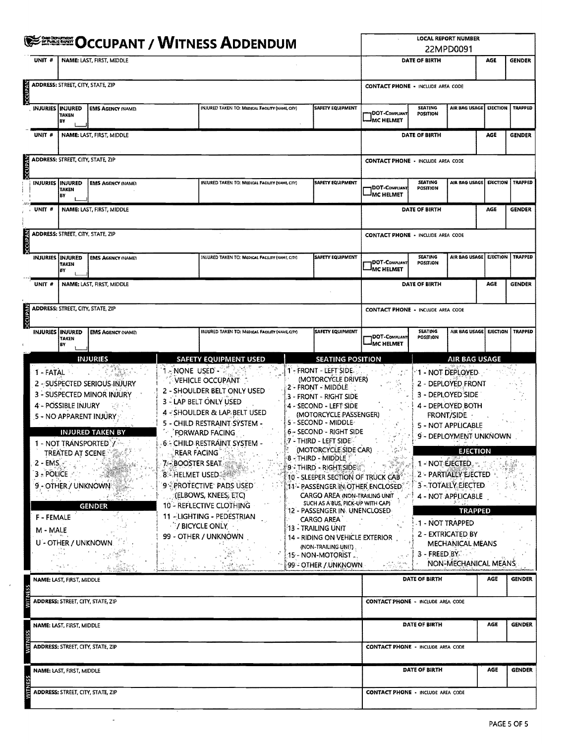# OCCUPANT / WITNESS ADDENDUM

**LOCAL REPORT NUMBER:** 22MPD0091

## OCCUPANT

| UNIT # | NAME: LAST, FIRST, MIDDLE | DATE OF BIRTH | AGE | GENDER |
|---|---|---|---|---|
| | | | | |

| ADDRESS: STREET, CITY, STATE, ZIP | CONTACT PHONE - INCLUDE AREA CODE |
|---|---|
| | |

| INJURIES | INJURED TAKEN BY | EMS AGENCY (NAME) | INJURED TAKEN TO: MEDICAL FACILITY (NAME, CITY) | SAFETY EQUIPMENT | DOT-COMPLIANT MC HELMET | SEATING POSITION | AIR BAG USAGE | EJECTION | TRAPPED |
|---|---|---|---|---|---|---|---|---|---|
| | | | | | | | | | |

## OCCUPANT

| UNIT # | NAME: LAST, FIRST, MIDDLE | DATE OF BIRTH | AGE | GENDER |
|---|---|---|---|---|
| | | | | |

| ADDRESS: STREET, CITY, STATE, ZIP | CONTACT PHONE - INCLUDE AREA CODE |
|---|---|
| | |

| INJURIES | INJURED TAKEN BY | EMS AGENCY (NAME) | INJURED TAKEN TO: MEDICAL FACILITY (NAME, CITY) | SAFETY EQUIPMENT | DOT-COMPLIANT MC HELMET | SEATING POSITION | AIR BAG USAGE | EJECTION | TRAPPED |
|---|---|---|---|---|---|---|---|---|---|
| | | | | | | | | | |

## OCCUPANT

| UNIT # | NAME: LAST, FIRST, MIDDLE | DATE OF BIRTH | AGE | GENDER |
|---|---|---|---|---|
| | | | | |

| ADDRESS: STREET, CITY, STATE, ZIP | CONTACT PHONE - INCLUDE AREA CODE |
|---|---|
| | |

| INJURIES | INJURED TAKEN BY | EMS AGENCY (NAME) | INJURED TAKEN TO: MEDICAL FACILITY (NAME, CITY) | SAFETY EQUIPMENT | DOT-COMPLIANT MC HELMET | SEATING POSITION | AIR BAG USAGE | EJECTION | TRAPPED |
|---|---|---|---|---|---|---|---|---|---|
| | | | | | | | | | |

## OCCUPANT

| UNIT # | NAME: LAST, FIRST, MIDDLE | DATE OF BIRTH | AGE | GENDER |
|---|---|---|---|---|
| | | | | |

| ADDRESS: STREET, CITY, STATE, ZIP | CONTACT PHONE - INCLUDE AREA CODE |
|---|---|
| | |

| INJURIES | INJURED TAKEN BY | EMS AGENCY (NAME) | INJURED TAKEN TO: MEDICAL FACILITY (NAME, CITY) | SAFETY EQUIPMENT | DOT-COMPLIANT MC HELMET | SEATING POSITION | AIR BAG USAGE | EJECTION | TRAPPED |
|---|---|---|---|---|---|---|---|---|---|
| | | | | | | | | | |

## INJURIES
1 - FATAL
2 - SUSPECTED SERIOUS INJURY
3 - SUSPECTED MINOR INJURY
4 - POSSIBLE INJURY
5 - NO APPARENT INJURY

## INJURED TAKEN BY
1 - NOT TRANSPORTED / TREATED AT SCENE
2 - EMS
3 - POLICE
9 - OTHER / UNKNOWN

## GENDER
F - FEMALE
M - MALE
U - OTHER / UNKNOWN

## SAFETY EQUIPMENT USED
1 - NONE USED - VEHICLE OCCUPANT
2 - SHOULDER BELT ONLY USED
3 - LAP BELT ONLY USED
4 - SHOULDER & LAP BELT USED
5 - CHILD RESTRAINT SYSTEM - FORWARD FACING
6 - CHILD RESTRAINT SYSTEM - REAR FACING
7 - BOOSTER SEAT
8 - HELMET USED
9 - PROTECTIVE PADS USED (ELBOWS, KNEES, ETC)
10 - REFLECTIVE CLOTHING
11 - LIGHTING - PEDESTRIAN / BICYCLE ONLY
99 - OTHER / UNKNOWN

## SEATING POSITION
1 - FRONT - LEFT SIDE (MOTORCYCLE DRIVER)
2 - FRONT - MIDDLE
3 - FRONT - RIGHT SIDE
4 - SECOND - LEFT SIDE (MOTORCYCLE PASSENGER)
5 - SECOND - MIDDLE
6 - SECOND - RIGHT SIDE
7 - THIRD - LEFT SIDE (MOTORCYCLE SIDE CAR)
8 - THIRD - MIDDLE
9 - THIRD - RIGHT SIDE
10 - SLEEPER SECTION OF TRUCK CAB
11 - PASSENGER IN OTHER ENCLOSED CARGO AREA (NON-TRAILING UNIT SUCH AS A BUS, PICK-UP WITH CAP)
12 - PASSENGER IN UNENCLOSED CARGO AREA
13 - TRAILING UNIT
14 - RIDING ON VEHICLE EXTERIOR (NON-TRAILING UNIT)
15 - NON-MOTORIST
99 - OTHER / UNKNOWN

## AIR BAG USAGE
1 - NOT DEPLOYED
2 - DEPLOYED FRONT
3 - DEPLOYED SIDE
4 - DEPLOYED BOTH FRONT/SIDE
5 - NOT APPLICABLE
9 - DEPLOYMENT UNKNOWN

## EJECTION
1 - NOT EJECTED
2 - PARTIALLY EJECTED
3 - TOTALLY EJECTED
4 - NOT APPLICABLE

## TRAPPED
1 - NOT TRAPPED
2 - EXTRICATED BY MECHANICAL MEANS
3 - FREED BY NON-MECHANICAL MEANS

## WITNESS

| NAME: LAST, FIRST, MIDDLE | DATE OF BIRTH | AGE | GENDER |
|---|---|---|---|
| | | | |

| ADDRESS: STREET, CITY, STATE, ZIP | CONTACT PHONE - INCLUDE AREA CODE |
|---|---|
| | |

## WITNESS

| NAME: LAST, FIRST, MIDDLE | DATE OF BIRTH | AGE | GENDER |
|---|---|---|---|
| | | | |

| ADDRESS: STREET, CITY, STATE, ZIP | CONTACT PHONE - INCLUDE AREA CODE |
|---|---|
| | |

## WITNESS

| NAME: LAST, FIRST, MIDDLE | DATE OF BIRTH | AGE | GENDER |
|---|---|---|---|
| | | | |

| ADDRESS: STREET, CITY, STATE, ZIP | CONTACT PHONE - INCLUDE AREA CODE |
|---|---|
| | |